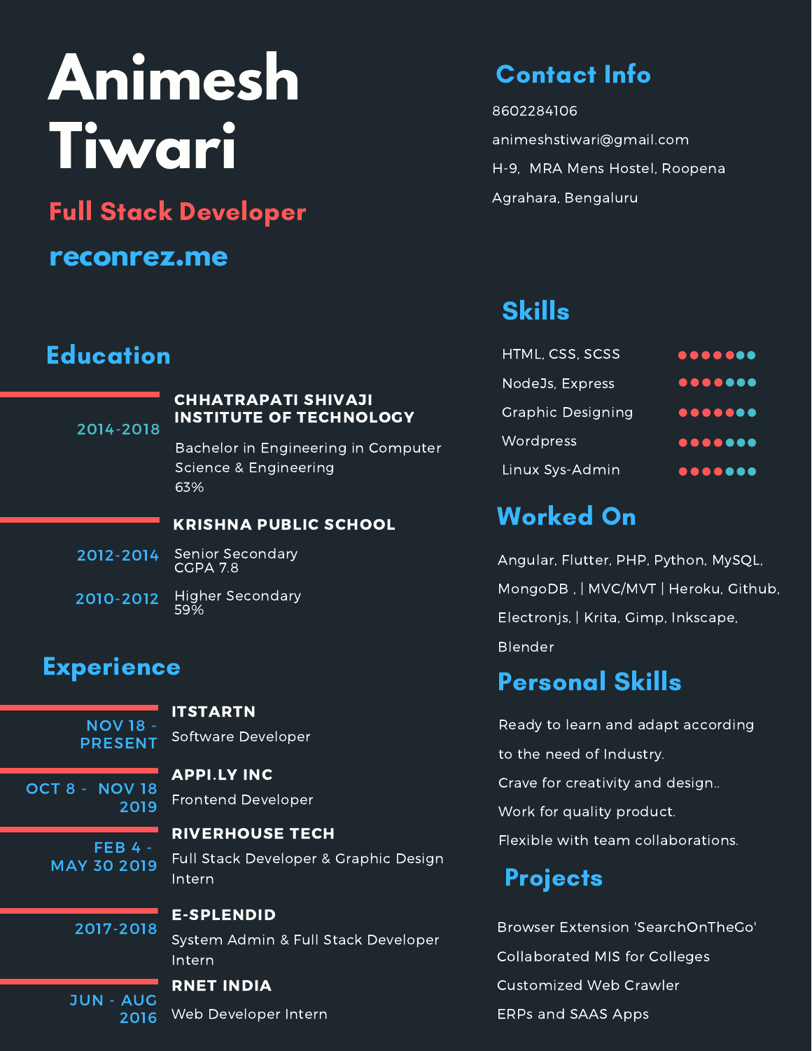# Animesh Tiwari

**Full Stack Developer**

**reconrez.me**

## Contact Info

8602284106

animeshstiwari@gmail.com

H-9, MRA Mens Hostel, Roopena Agrahara, Bengaluru

## Education

**2014-2018** — **CHHATRAPATI SHIVAJI INSTITUTE OF TECHNOLOGY**

Bachelor in Engineering in Computer Science & Engineering
63%

**KRISHNA PUBLIC SCHOOL**

**2012-2014** — Senior Secondary
CGPA 7.8

**2010-2012** — Higher Secondary
59%

## Experience

**NOV 18 - PRESENT** — **ITSTARTN**
Software Developer

**OCT 8 - NOV 18 2019** — **APPI.LY INC**
Frontend Developer

**FEB 4 - MAY 30 2019** — **RIVERHOUSE TECH**
Full Stack Developer & Graphic Design Intern

**2017-2018** — **E-SPLENDID**
System Admin & Full Stack Developer Intern

**JUN - AUG 2016** — **RNET INDIA**
Web Developer Intern

## Skills

- HTML, CSS, SCSS
- NodeJs, Express
- Graphic Designing
- Wordpress
- Linux Sys-Admin

## Worked On

Angular, Flutter, PHP, Python, MySQL, MongoDB , | MVC/MVT | Heroku, Github, Electronjs, | Krita, Gimp, Inkscape, Blender

## Personal Skills

Ready to learn and adapt according to the need of Industry.

Crave for creativity and design..

Work for quality product.

Flexible with team collaborations.

## Projects

Browser Extension 'SearchOnTheGo'

Collaborated MIS for Colleges

Customized Web Crawler

ERPs and SAAS Apps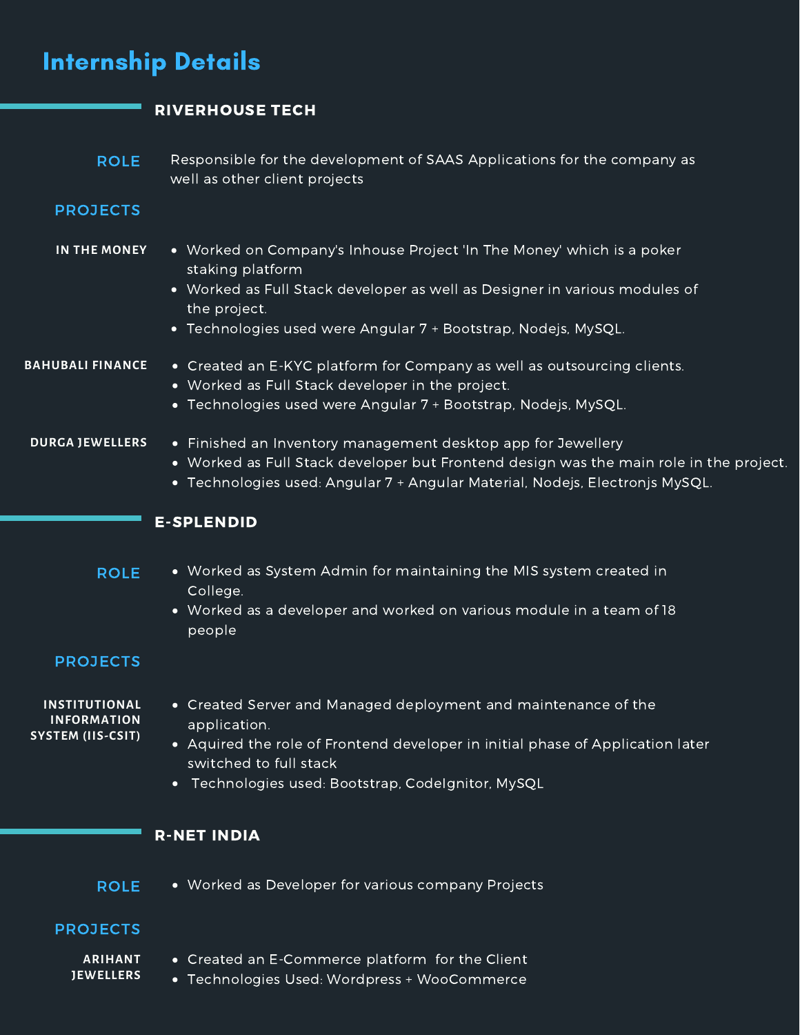# Internship Details

## RIVERHOUSE TECH

**ROLE**

Responsible for the development of SAAS Applications for the company as well as other client projects

**PROJECTS**

**IN THE MONEY**

- Worked on Company's Inhouse Project 'In The Money' which is a poker staking platform
- Worked as Full Stack developer as well as Designer in various modules of the project.
- Technologies used were Angular 7 + Bootstrap, Nodejs, MySQL.

**BAHUBALI FINANCE**

- Created an E-KYC platform for Company as well as outsourcing clients.
- Worked as Full Stack developer in the project.
- Technologies used were Angular 7 + Bootstrap, Nodejs, MySQL.

**DURGA JEWELLERS**

- Finished an Inventory management desktop app for Jewellery
- Worked as Full Stack developer but Frontend design was the main role in the project.
- Technologies used: Angular 7 + Angular Material, Nodejs, Electronjs MySQL.

## E-SPLENDID

**ROLE**

- Worked as System Admin for maintaining the MIS system created in College.
- Worked as a developer and worked on various module in a team of 18 people

**PROJECTS**

**INSTITUTIONAL INFORMATION SYSTEM (IIS-CSIT)**

- Created Server and Managed deployment and maintenance of the application.
- Aquired the role of Frontend developer in initial phase of Application later switched to full stack
- Technologies used: Bootstrap, CodeIgnitor, MySQL

## R-NET INDIA

**ROLE**

- Worked as Developer for various company Projects

**PROJECTS**

**ARIHANT JEWELLERS**

- Created an E-Commerce platform for the Client
- Technologies Used: Wordpress + WooCommerce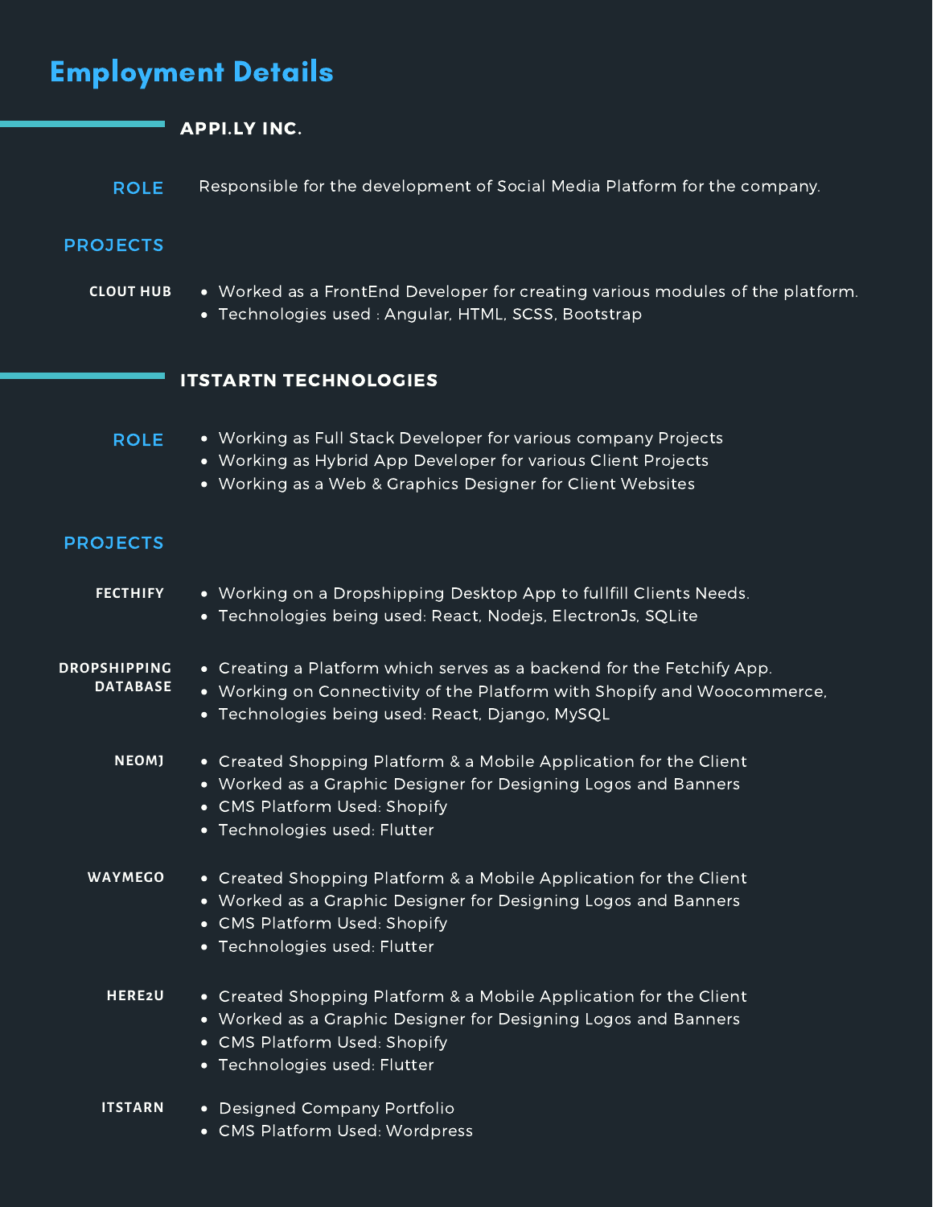# Employment Details

## APPI.LY INC.

**ROLE**

Responsible for the development of Social Media Platform for the company.

**PROJECTS**

**CLOUT HUB**

- Worked as a FrontEnd Developer for creating various modules of the platform.
- Technologies used : Angular, HTML, SCSS, Bootstrap

## ITSTARTN TECHNOLOGIES

**ROLE**

- Working as Full Stack Developer for various company Projects
- Working as Hybrid App Developer for various Client Projects
- Working as a Web & Graphics Designer for Client Websites

**PROJECTS**

**FECTHIFY**

- Working on a Dropshipping Desktop App to fullfill Clients Needs.
- Technologies being used: React, Nodejs, ElectronJs, SQLite

**DROPSHIPPING DATABASE**

- Creating a Platform which serves as a backend for the Fetchify App.
- Working on Connectivity of the Platform with Shopify and Woocommerce,
- Technologies being used: React, Django, MySQL

**NEOMJ**

- Created Shopping Platform & a Mobile Application for the Client
- Worked as a Graphic Designer for Designing Logos and Banners
- CMS Platform Used: Shopify
- Technologies used: Flutter

**WAYMEGO**

- Created Shopping Platform & a Mobile Application for the Client
- Worked as a Graphic Designer for Designing Logos and Banners
- CMS Platform Used: Shopify
- Technologies used: Flutter

**HERE2U**

- Created Shopping Platform & a Mobile Application for the Client
- Worked as a Graphic Designer for Designing Logos and Banners
- CMS Platform Used: Shopify
- Technologies used: Flutter

**ITSTARN**

- Designed Company Portfolio
- CMS Platform Used: Wordpress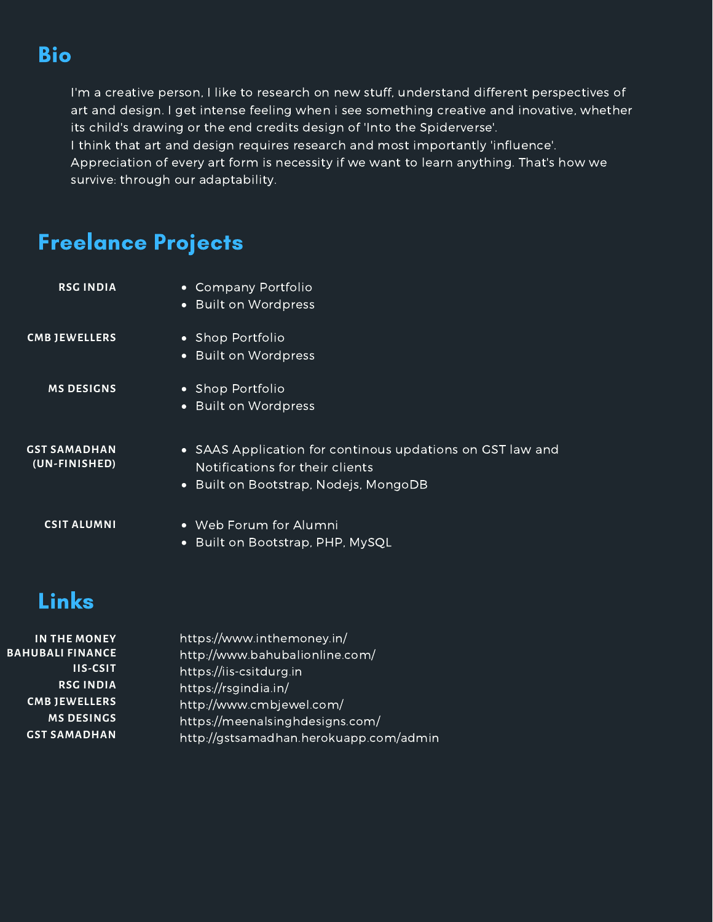## Bio

I'm a creative person, I like to research on new stuff, understand different perspectives of art and design. I get intense feeling when i see something creative and inovative, whether its child's drawing or the end credits design of 'Into the Spiderverse'.
I think that art and design requires research and most importantly 'influence'.
Appreciation of every art form is necessity if we want to learn anything. That's how we survive: through our adaptability.

## Freelance Projects

**RSG INDIA**

- Company Portfolio
- Built on Wordpress

**CMB JEWELLERS**

- Shop Portfolio
- Built on Wordpress

**MS DESIGNS**

- Shop Portfolio
- Built on Wordpress

**GST SAMADHAN (UN-FINISHED)**

- SAAS Application for continous updations on GST law and Notifications for their clients
- Built on Bootstrap, Nodejs, MongoDB

**CSIT ALUMNI**

- Web Forum for Alumni
- Built on Bootstrap, PHP, MySQL

## Links

| | |
|---|---|
| **IN THE MONEY** | https://www.inthemoney.in/ |
| **BAHUBALI FINANCE** | http://www.bahubalionline.com/ |
| **IIS-CSIT** | https://iis-csitdurg.in |
| **RSG INDIA** | https://rsgindia.in/ |
| **CMB JEWELLERS** | http://www.cmbjewel.com/ |
| **MS DESINGS** | https://meenalsinghdesigns.com/ |
| **GST SAMADHAN** | http://gstsamadhan.herokuapp.com/admin |